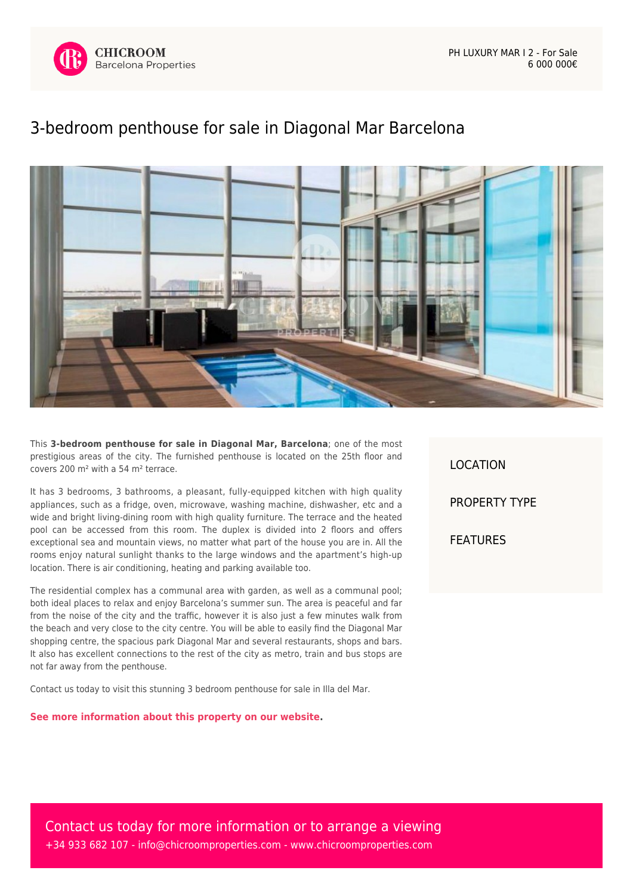CHICROOM
Barcelona Properties

PH LUXURY MAR I 2 - For Sale
6 000 000€

# 3-bedroom penthouse for sale in Diagonal Mar Barcelona

This **3-bedroom penthouse for sale in Diagonal Mar, Barcelona**; one of the most prestigious areas of the city. The furnished penthouse is located on the 25th floor and covers 200 m² with a 54 m² terrace.

It has 3 bedrooms, 3 bathrooms, a pleasant, fully-equipped kitchen with high quality appliances, such as a fridge, oven, microwave, washing machine, dishwasher, etc and a wide and bright living-dining room with high quality furniture. The terrace and the heated pool can be accessed from this room. The duplex is divided into 2 floors and offers exceptional sea and mountain views, no matter what part of the house you are in. All the rooms enjoy natural sunlight thanks to the large windows and the apartment's high-up location. There is air conditioning, heating and parking available too.

The residential complex has a communal area with garden, as well as a communal pool; both ideal places to relax and enjoy Barcelona's summer sun. The area is peaceful and far from the noise of the city and the traffic, however it is also just a few minutes walk from the beach and very close to the city centre. You will be able to easily find the Diagonal Mar shopping centre, the spacious park Diagonal Mar and several restaurants, shops and bars. It also has excellent connections to the rest of the city as metro, train and bus stops are not far away from the penthouse.

Contact us today to visit this stunning 3 bedroom penthouse for sale in Illa del Mar.

**See more information about this property on our website.**

LOCATION

PROPERTY TYPE

FEATURES

Contact us today for more information or to arrange a viewing
+34 933 682 107 - info@chicroomproperties.com - www.chicroomproperties.com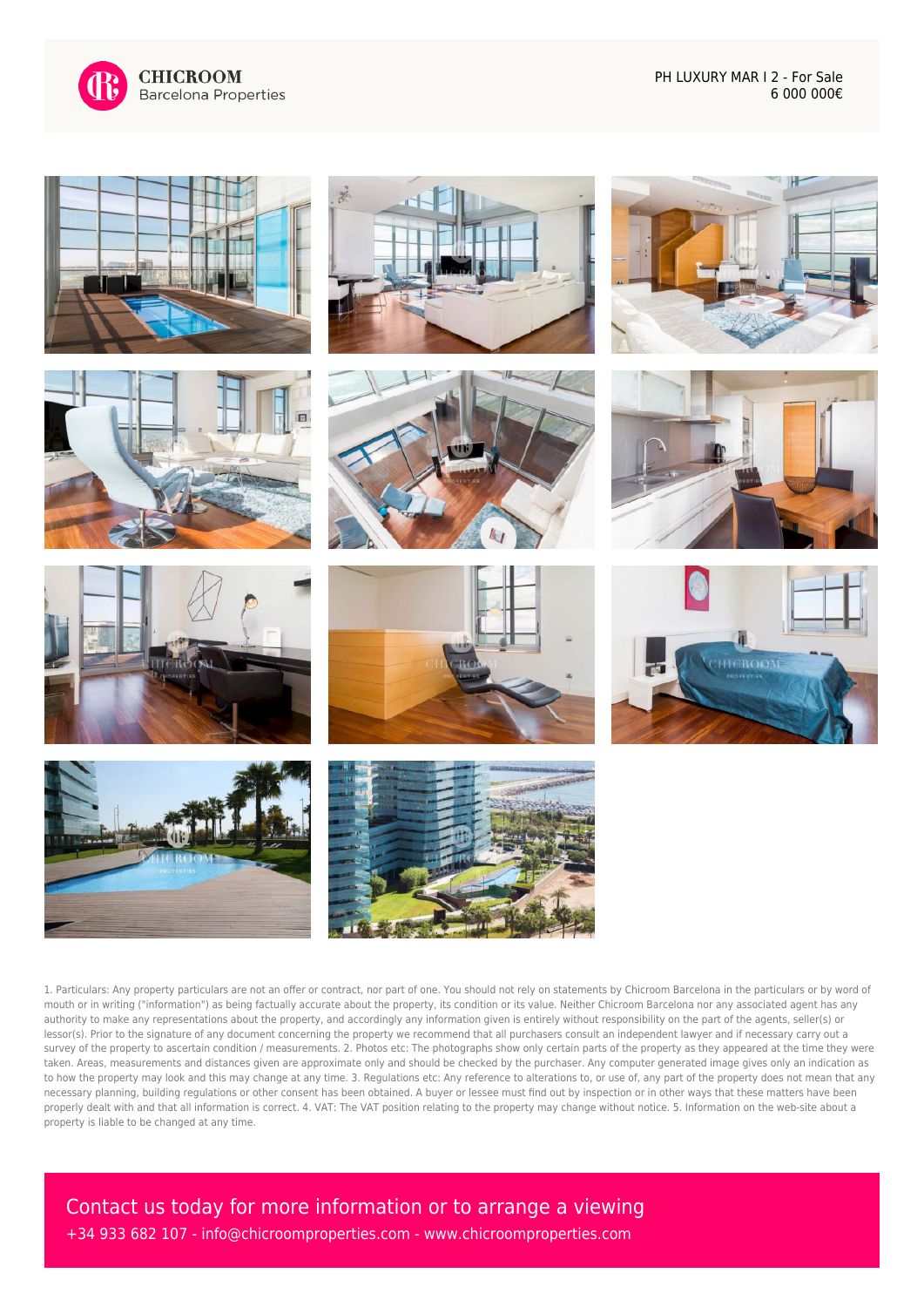CHICROOM
Barcelona Properties

PH LUXURY MAR I 2 - For Sale
6 000 000€

1. Particulars: Any property particulars are not an offer or contract, nor part of one. You should not rely on statements by Chicroom Barcelona in the particulars or by word of mouth or in writing ("information") as being factually accurate about the property, its condition or its value. Neither Chicroom Barcelona nor any associated agent has any authority to make any representations about the property, and accordingly any information given is entirely without responsibility on the part of the agents, seller(s) or lessor(s). Prior to the signature of any document concerning the property we recommend that all purchasers consult an independent lawyer and if necessary carry out a survey of the property to ascertain condition / measurements. 2. Photos etc: The photographs show only certain parts of the property as they appeared at the time they were taken. Areas, measurements and distances given are approximate only and should be checked by the purchaser. Any computer generated image gives only an indication as to how the property may look and this may change at any time. 3. Regulations etc: Any reference to alterations to, or use of, any part of the property does not mean that any necessary planning, building regulations or other consent has been obtained. A buyer or lessee must find out by inspection or in other ways that these matters have been properly dealt with and that all information is correct. 4. VAT: The VAT position relating to the property may change without notice. 5. Information on the web-site about a property is liable to be changed at any time.

Contact us today for more information or to arrange a viewing
+34 933 682 107 - info@chicroomproperties.com - www.chicroomproperties.com